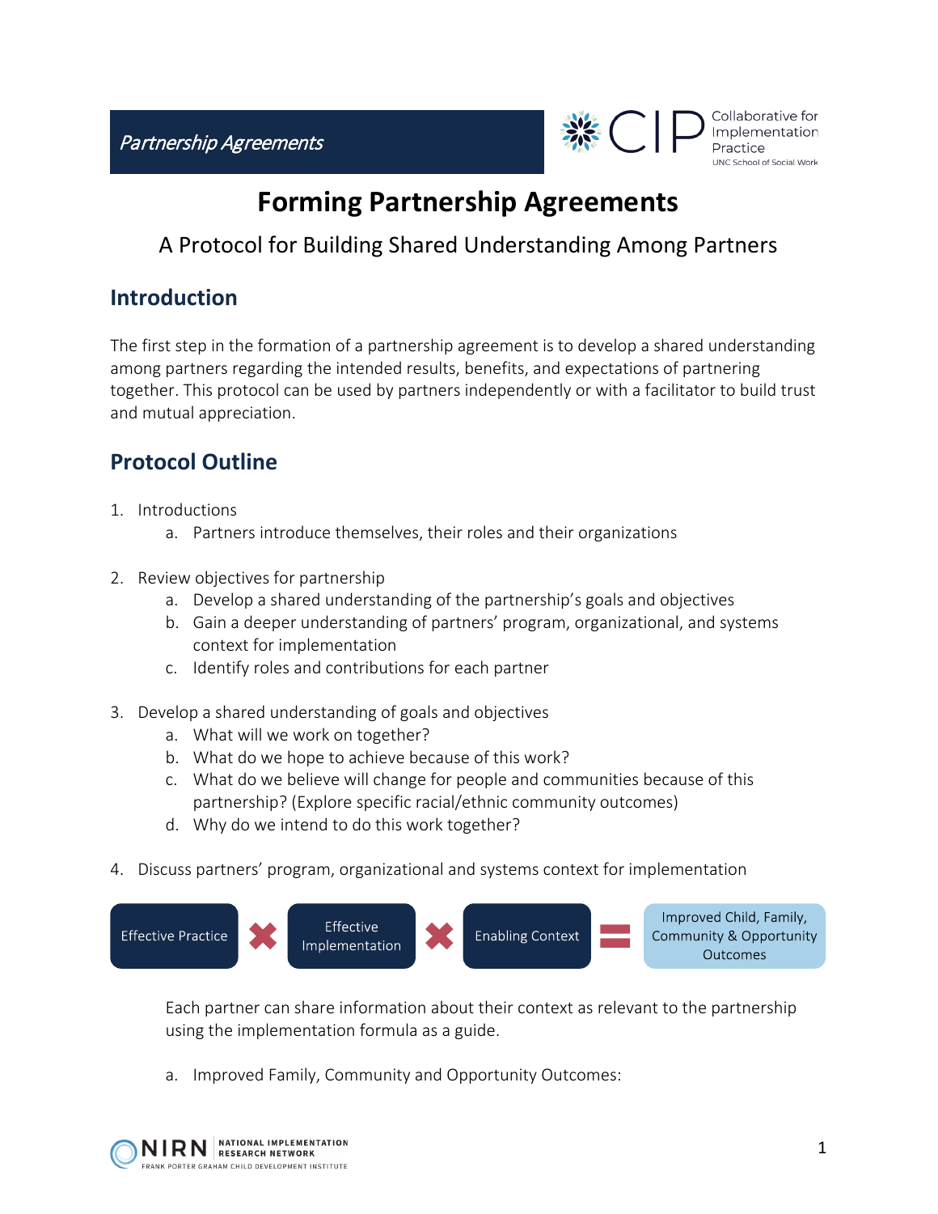# Forming Partnership Agreements

## A Protocol for Building Shared Understanding Among Partners

## Introduction

The first step in the formation of a partnership agreement is to develop a shared understanding among partners regarding the intended results, benefits, and expectations of partnering together. This protocol can be used by partners independently or with a facilitator to build trust and mutual appreciation.

## Protocol Outline

1. Introductions
    a. Partners introduce themselves, their roles and their organizations

2. Review objectives for partnership
    a. Develop a shared understanding of the partnership's goals and objectives
    b. Gain a deeper understanding of partners' program, organizational, and systems context for implementation
    c. Identify roles and contributions for each partner

3. Develop a shared understanding of goals and objectives
    a. What will we work on together?
    b. What do we hope to achieve because of this work?
    c. What do we believe will change for people and communities because of this partnership? (Explore specific racial/ethnic community outcomes)
    d. Why do we intend to do this work together?

4. Discuss partners' program, organizational and systems context for implementation

Effective Practice × Effective Implementation × Enabling Context = Improved Child, Family, Community & Opportunity Outcomes

Each partner can share information about their context as relevant to the partnership using the implementation formula as a guide.

a. Improved Family, Community and Opportunity Outcomes: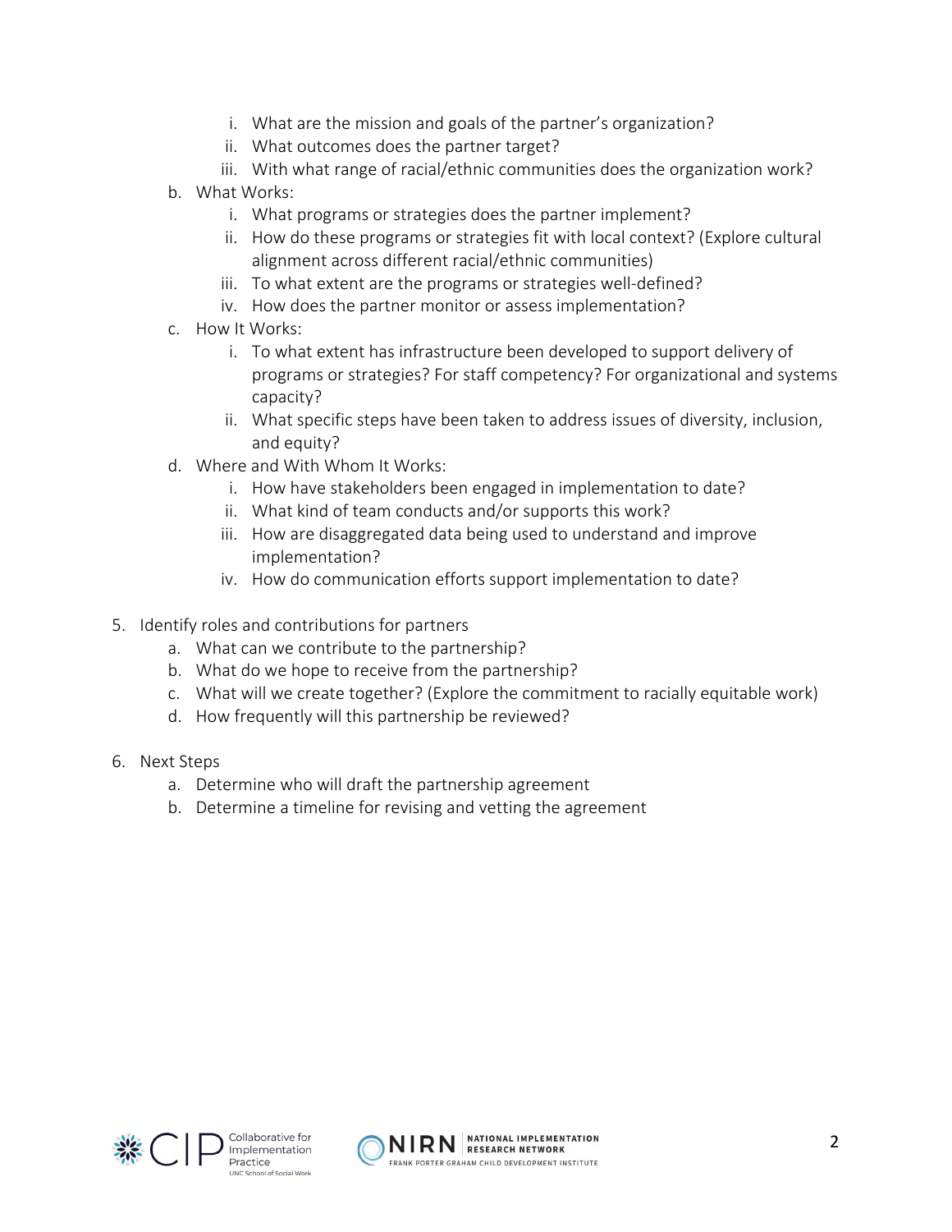i. What are the mission and goals of the partner's organization?
    ii. What outcomes does the partner target?
    iii. With what range of racial/ethnic communities does the organization work?

   b. What Works:
    i. What programs or strategies does the partner implement?
    ii. How do these programs or strategies fit with local context? (Explore cultural alignment across different racial/ethnic communities)
    iii. To what extent are the programs or strategies well-defined?
    iv. How does the partner monitor or assess implementation?

   c. How It Works:
    i. To what extent has infrastructure been developed to support delivery of programs or strategies? For staff competency? For organizational and systems capacity?
    ii. What specific steps have been taken to address issues of diversity, inclusion, and equity?

   d. Where and With Whom It Works:
    i. How have stakeholders been engaged in implementation to date?
    ii. What kind of team conducts and/or supports this work?
    iii. How are disaggregated data being used to understand and improve implementation?
    iv. How do communication efforts support implementation to date?

5. Identify roles and contributions for partners
   a. What can we contribute to the partnership?
   b. What do we hope to receive from the partnership?
   c. What will we create together? (Explore the commitment to racially equitable work)
   d. How frequently will this partnership be reviewed?

6. Next Steps
   a. Determine who will draft the partnership agreement
   b. Determine a timeline for revising and vetting the agreement